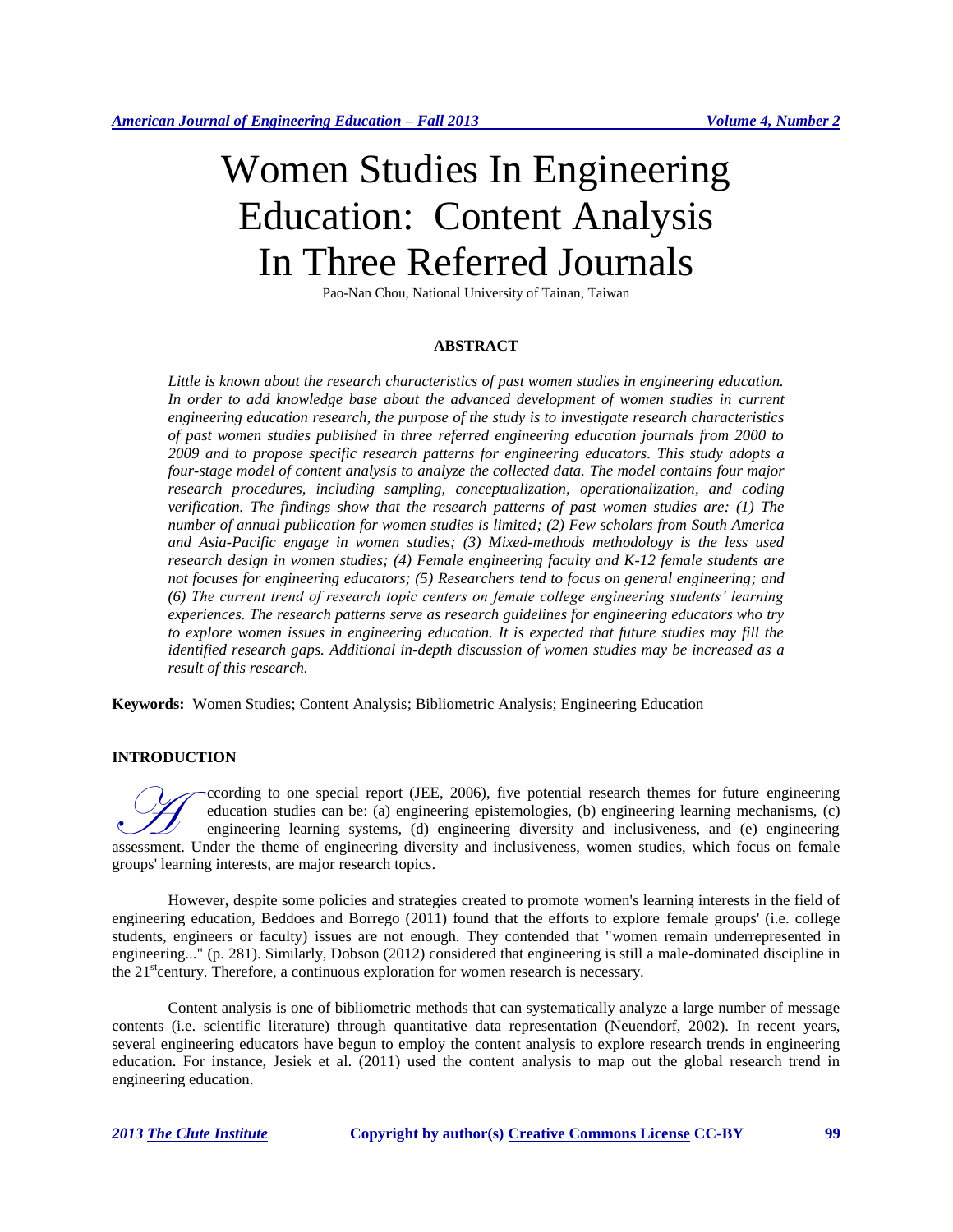# Women Studies In Engineering Education: Content Analysis In Three Referred Journals

Pao-Nan Chou, National University of Tainan, Taiwan

## ABSTRACT

*Little is known about the research characteristics of past women studies in engineering education. In order to add knowledge base about the advanced development of women studies in current engineering education research, the purpose of the study is to investigate research characteristics of past women studies published in three referred engineering education journals from 2000 to 2009 and to propose specific research patterns for engineering educators. This study adopts a four-stage model of content analysis to analyze the collected data. The model contains four major research procedures, including sampling, conceptualization, operationalization, and coding verification. The findings show that the research patterns of past women studies are: (1) The number of annual publication for women studies is limited; (2) Few scholars from South America and Asia-Pacific engage in women studies; (3) Mixed-methods methodology is the less used research design in women studies; (4) Female engineering faculty and K-12 female students are not focuses for engineering educators; (5) Researchers tend to focus on general engineering; and (6) The current trend of research topic centers on female college engineering students' learning experiences. The research patterns serve as research guidelines for engineering educators who try to explore women issues in engineering education. It is expected that future studies may fill the identified research gaps. Additional in-depth discussion of women studies may be increased as a result of this research.*

**Keywords:** Women Studies; Content Analysis; Bibliometric Analysis; Engineering Education

## INTRODUCTION

According to one special report (JEE, 2006), five potential research themes for future engineering education studies can be: (a) engineering epistemologies, (b) engineering learning mechanisms, (c) engineering learning systems, (d) engineering diversity and inclusiveness, and (e) engineering assessment. Under the theme of engineering diversity and inclusiveness, women studies, which focus on female groups' learning interests, are major research topics.

However, despite some policies and strategies created to promote women's learning interests in the field of engineering education, Beddoes and Borrego (2011) found that the efforts to explore female groups' (i.e. college students, engineers or faculty) issues are not enough. They contended that "women remain underrepresented in engineering..." (p. 281). Similarly, Dobson (2012) considered that engineering is still a male-dominated discipline in the 21st century. Therefore, a continuous exploration for women research is necessary.

Content analysis is one of bibliometric methods that can systematically analyze a large number of message contents (i.e. scientific literature) through quantitative data representation (Neuendorf, 2002). In recent years, several engineering educators have begun to employ the content analysis to explore research trends in engineering education. For instance, Jesiek et al. (2011) used the content analysis to map out the global research trend in engineering education.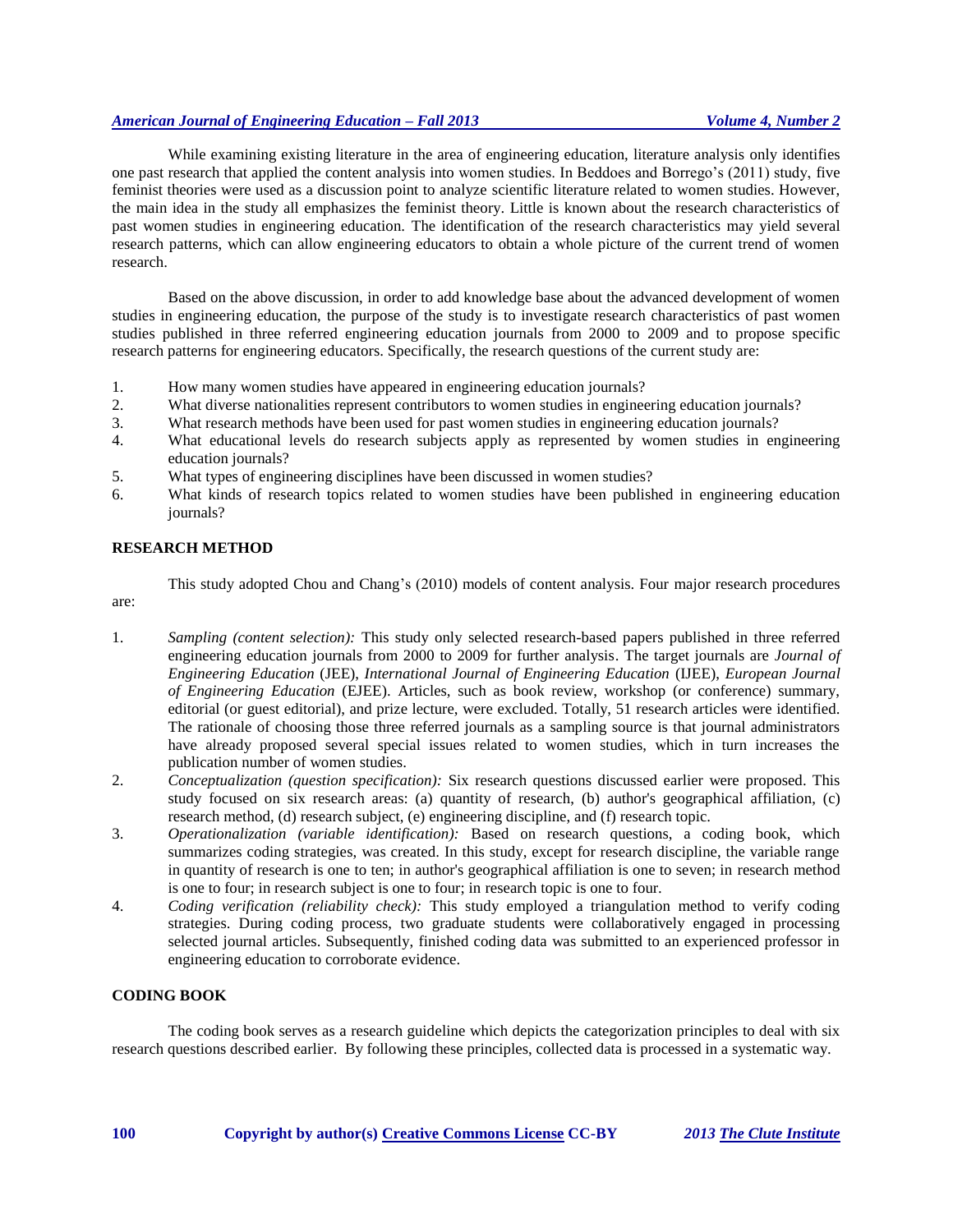While examining existing literature in the area of engineering education, literature analysis only identifies one past research that applied the content analysis into women studies. In Beddoes and Borrego's (2011) study, five feminist theories were used as a discussion point to analyze scientific literature related to women studies. However, the main idea in the study all emphasizes the feminist theory. Little is known about the research characteristics of past women studies in engineering education. The identification of the research characteristics may yield several research patterns, which can allow engineering educators to obtain a whole picture of the current trend of women research.

Based on the above discussion, in order to add knowledge base about the advanced development of women studies in engineering education, the purpose of the study is to investigate research characteristics of past women studies published in three referred engineering education journals from 2000 to 2009 and to propose specific research patterns for engineering educators. Specifically, the research questions of the current study are:

1. How many women studies have appeared in engineering education journals?
2. What diverse nationalities represent contributors to women studies in engineering education journals?
3. What research methods have been used for past women studies in engineering education journals?
4. What educational levels do research subjects apply as represented by women studies in engineering education journals?
5. What types of engineering disciplines have been discussed in women studies?
6. What kinds of research topics related to women studies have been published in engineering education journals?

## RESEARCH METHOD

This study adopted Chou and Chang's (2010) models of content analysis. Four major research procedures are:

1. *Sampling (content selection):* This study only selected research-based papers published in three referred engineering education journals from 2000 to 2009 for further analysis. The target journals are *Journal of Engineering Education* (JEE), *International Journal of Engineering Education* (IJEE), *European Journal of Engineering Education* (EJEE). Articles, such as book review, workshop (or conference) summary, editorial (or guest editorial), and prize lecture, were excluded. Totally, 51 research articles were identified. The rationale of choosing those three referred journals as a sampling source is that journal administrators have already proposed several special issues related to women studies, which in turn increases the publication number of women studies.
2. *Conceptualization (question specification):* Six research questions discussed earlier were proposed. This study focused on six research areas: (a) quantity of research, (b) author's geographical affiliation, (c) research method, (d) research subject, (e) engineering discipline, and (f) research topic.
3. *Operationalization (variable identification):* Based on research questions, a coding book, which summarizes coding strategies, was created. In this study, except for research discipline, the variable range in quantity of research is one to ten; in author's geographical affiliation is one to seven; in research method is one to four; in research subject is one to four; in research topic is one to four.
4. *Coding verification (reliability check):* This study employed a triangulation method to verify coding strategies. During coding process, two graduate students were collaboratively engaged in processing selected journal articles. Subsequently, finished coding data was submitted to an experienced professor in engineering education to corroborate evidence.

## CODING BOOK

The coding book serves as a research guideline which depicts the categorization principles to deal with six research questions described earlier. By following these principles, collected data is processed in a systematic way.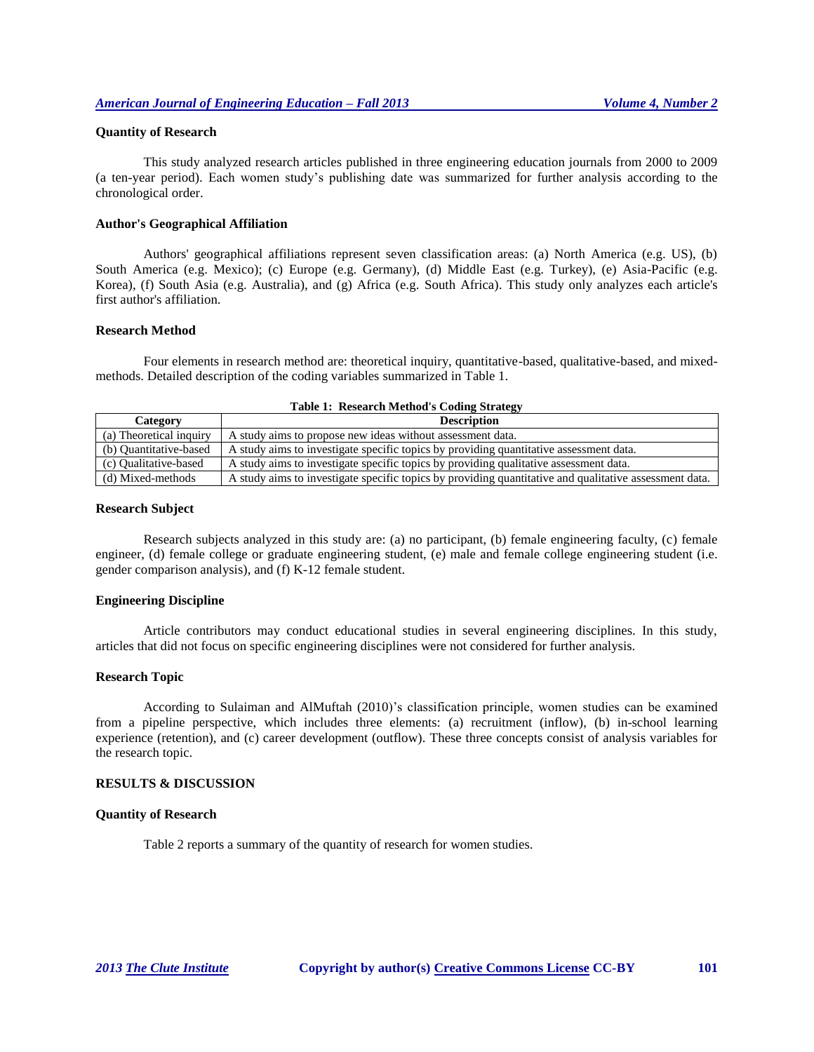### Quantity of Research

This study analyzed research articles published in three engineering education journals from 2000 to 2009 (a ten-year period). Each women study's publishing date was summarized for further analysis according to the chronological order.

### Author's Geographical Affiliation

Authors' geographical affiliations represent seven classification areas: (a) North America (e.g. US), (b) South America (e.g. Mexico); (c) Europe (e.g. Germany), (d) Middle East (e.g. Turkey), (e) Asia-Pacific (e.g. Korea), (f) South Asia (e.g. Australia), and (g) Africa (e.g. South Africa). This study only analyzes each article's first author's affiliation.

### Research Method

Four elements in research method are: theoretical inquiry, quantitative-based, qualitative-based, and mixed-methods. Detailed description of the coding variables summarized in Table 1.

**Table 1: Research Method's Coding Strategy**

| Category | Description |
|---|---|
| (a) Theoretical inquiry | A study aims to propose new ideas without assessment data. |
| (b) Quantitative-based | A study aims to investigate specific topics by providing quantitative assessment data. |
| (c) Qualitative-based | A study aims to investigate specific topics by providing qualitative assessment data. |
| (d) Mixed-methods | A study aims to investigate specific topics by providing quantitative and qualitative assessment data. |

### Research Subject

Research subjects analyzed in this study are: (a) no participant, (b) female engineering faculty, (c) female engineer, (d) female college or graduate engineering student, (e) male and female college engineering student (i.e. gender comparison analysis), and (f) K-12 female student.

### Engineering Discipline

Article contributors may conduct educational studies in several engineering disciplines. In this study, articles that did not focus on specific engineering disciplines were not considered for further analysis.

### Research Topic

According to Sulaiman and AlMuftah (2010)'s classification principle, women studies can be examined from a pipeline perspective, which includes three elements: (a) recruitment (inflow), (b) in-school learning experience (retention), and (c) career development (outflow). These three concepts consist of analysis variables for the research topic.

## RESULTS & DISCUSSION

### Quantity of Research

Table 2 reports a summary of the quantity of research for women studies.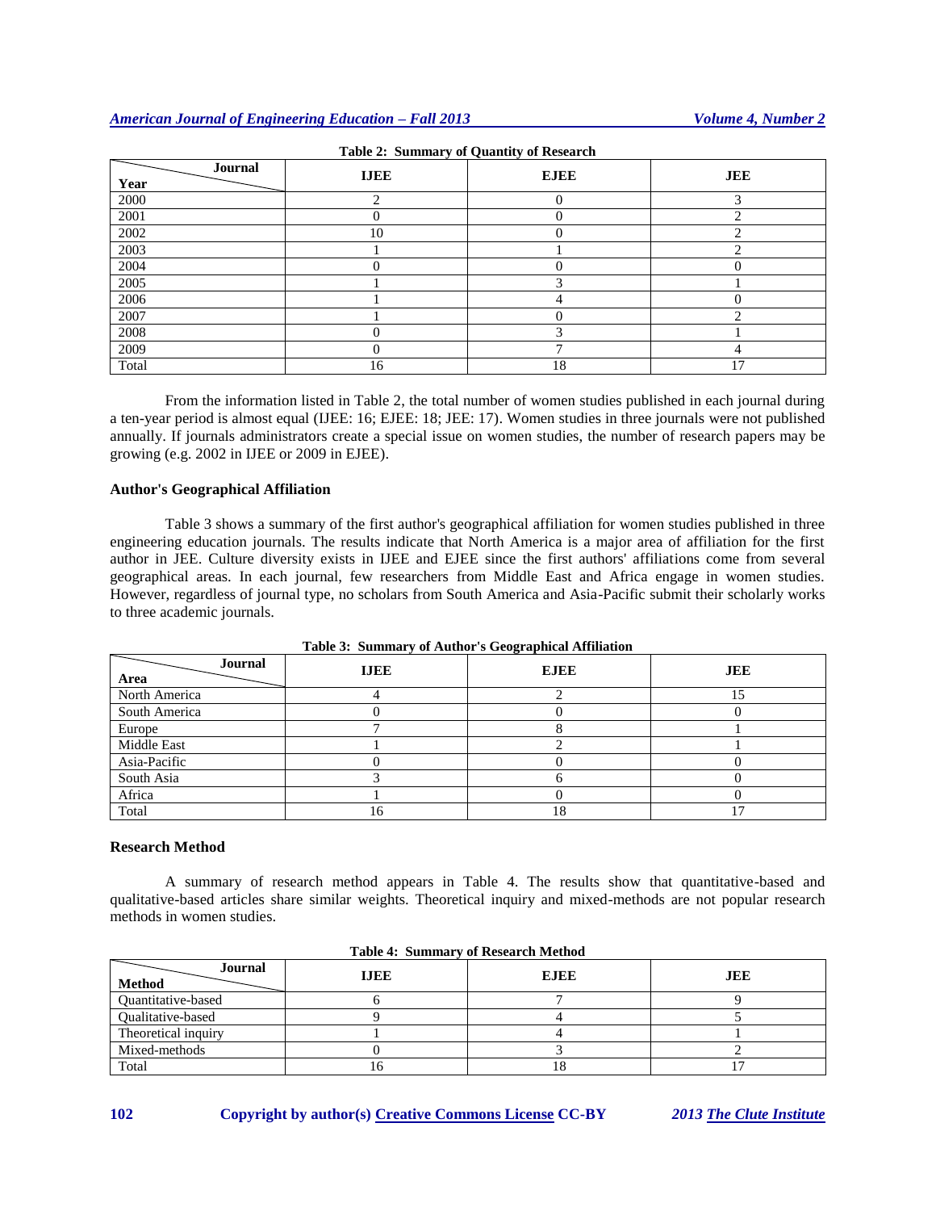**Table 2: Summary of Quantity of Research**

| Year \ Journal | IJEE | EJEE | JEE |
|---|---|---|---|
| 2000 | 2 | 0 | 3 |
| 2001 | 0 | 0 | 2 |
| 2002 | 10 | 0 | 2 |
| 2003 | 1 | 1 | 2 |
| 2004 | 0 | 0 | 0 |
| 2005 | 1 | 3 | 1 |
| 2006 | 1 | 4 | 0 |
| 2007 | 1 | 0 | 2 |
| 2008 | 0 | 3 | 1 |
| 2009 | 0 | 7 | 4 |
| Total | 16 | 18 | 17 |

From the information listed in Table 2, the total number of women studies published in each journal during a ten-year period is almost equal (IJEE: 16; EJEE: 18; JEE: 17). Women studies in three journals were not published annually. If journals administrators create a special issue on women studies, the number of research papers may be growing (e.g. 2002 in IJEE or 2009 in EJEE).

### Author's Geographical Affiliation

Table 3 shows a summary of the first author's geographical affiliation for women studies published in three engineering education journals. The results indicate that North America is a major area of affiliation for the first author in JEE. Culture diversity exists in IJEE and EJEE since the first authors' affiliations come from several geographical areas. In each journal, few researchers from Middle East and Africa engage in women studies. However, regardless of journal type, no scholars from South America and Asia-Pacific submit their scholarly works to three academic journals.

**Table 3: Summary of Author's Geographical Affiliation**

| Area \ Journal | IJEE | EJEE | JEE |
|---|---|---|---|
| North America | 4 | 2 | 15 |
| South America | 0 | 0 | 0 |
| Europe | 7 | 8 | 1 |
| Middle East | 1 | 2 | 1 |
| Asia-Pacific | 0 | 0 | 0 |
| South Asia | 3 | 6 | 0 |
| Africa | 1 | 0 | 0 |
| Total | 16 | 18 | 17 |

### Research Method

A summary of research method appears in Table 4. The results show that quantitative-based and qualitative-based articles share similar weights. Theoretical inquiry and mixed-methods are not popular research methods in women studies.

**Table 4: Summary of Research Method**

| Method \ Journal | IJEE | EJEE | JEE |
|---|---|---|---|
| Quantitative-based | 6 | 7 | 9 |
| Qualitative-based | 9 | 4 | 5 |
| Theoretical inquiry | 1 | 4 | 1 |
| Mixed-methods | 0 | 3 | 2 |
| Total | 16 | 18 | 17 |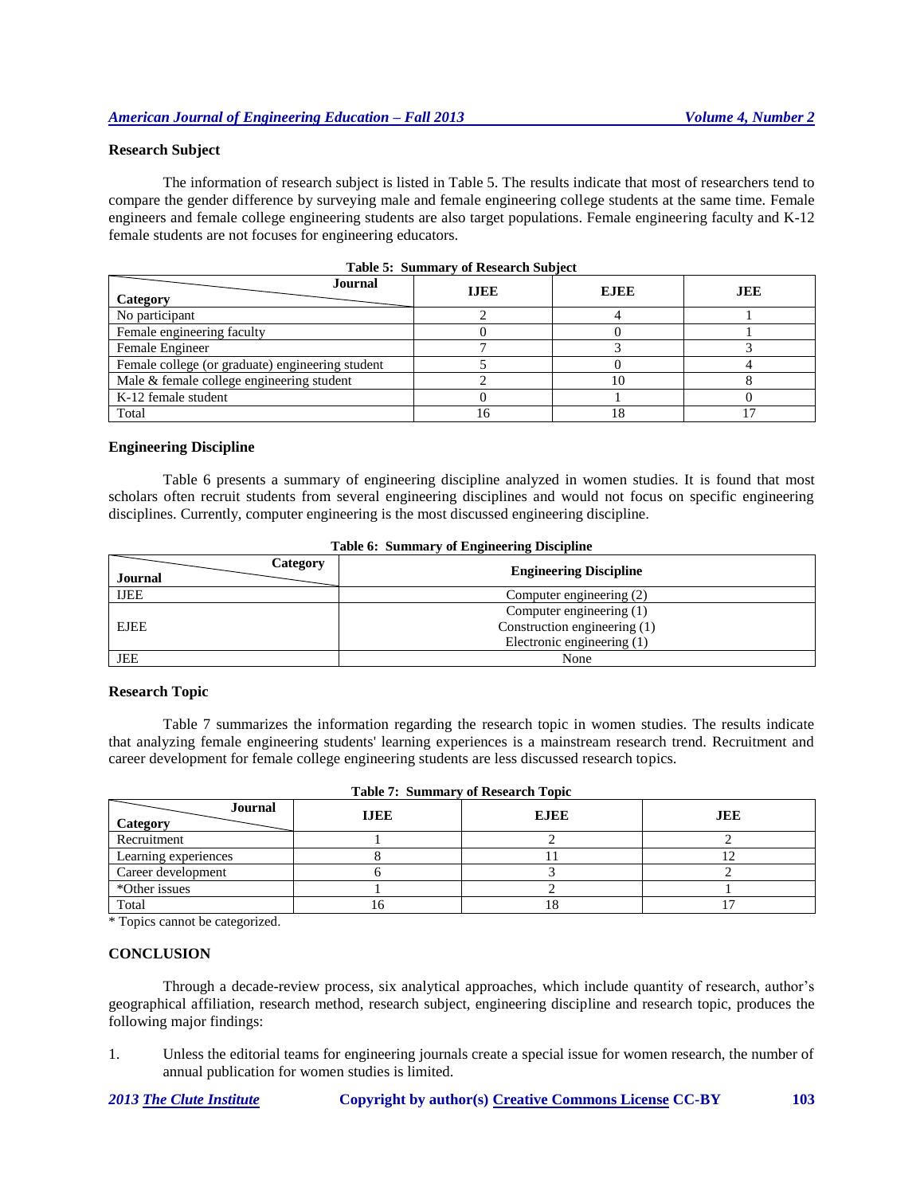### Research Subject

The information of research subject is listed in Table 5. The results indicate that most of researchers tend to compare the gender difference by surveying male and female engineering college students at the same time. Female engineers and female college engineering students are also target populations. Female engineering faculty and K-12 female students are not focuses for engineering educators.

**Table 5: Summary of Research Subject**

| Category \ Journal | IJEE | EJEE | JEE |
|---|---|---|---|
| No participant | 2 | 4 | 1 |
| Female engineering faculty | 0 | 0 | 1 |
| Female Engineer | 7 | 3 | 3 |
| Female college (or graduate) engineering student | 5 | 0 | 4 |
| Male & female college engineering student | 2 | 10 | 8 |
| K-12 female student | 0 | 1 | 0 |
| Total | 16 | 18 | 17 |

### Engineering Discipline

Table 6 presents a summary of engineering discipline analyzed in women studies. It is found that most scholars often recruit students from several engineering disciplines and would not focus on specific engineering disciplines. Currently, computer engineering is the most discussed engineering discipline.

**Table 6: Summary of Engineering Discipline**

| Journal \ Category | Engineering Discipline |
|---|---|
| IJEE | Computer engineering (2) |
| EJEE | Computer engineering (1)<br>Construction engineering (1)<br>Electronic engineering (1) |
| JEE | None |

### Research Topic

Table 7 summarizes the information regarding the research topic in women studies. The results indicate that analyzing female engineering students' learning experiences is a mainstream research trend. Recruitment and career development for female college engineering students are less discussed research topics.

**Table 7: Summary of Research Topic**

| Category \ Journal | IJEE | EJEE | JEE |
|---|---|---|---|
| Recruitment | 1 | 2 | 2 |
| Learning experiences | 8 | 11 | 12 |
| Career development | 6 | 3 | 2 |
| *Other issues | 1 | 2 | 1 |
| Total | 16 | 18 | 17 |

\* Topics cannot be categorized.

## CONCLUSION

Through a decade-review process, six analytical approaches, which include quantity of research, author's geographical affiliation, research method, research subject, engineering discipline and research topic, produces the following major findings:

1. Unless the editorial teams for engineering journals create a special issue for women research, the number of annual publication for women studies is limited.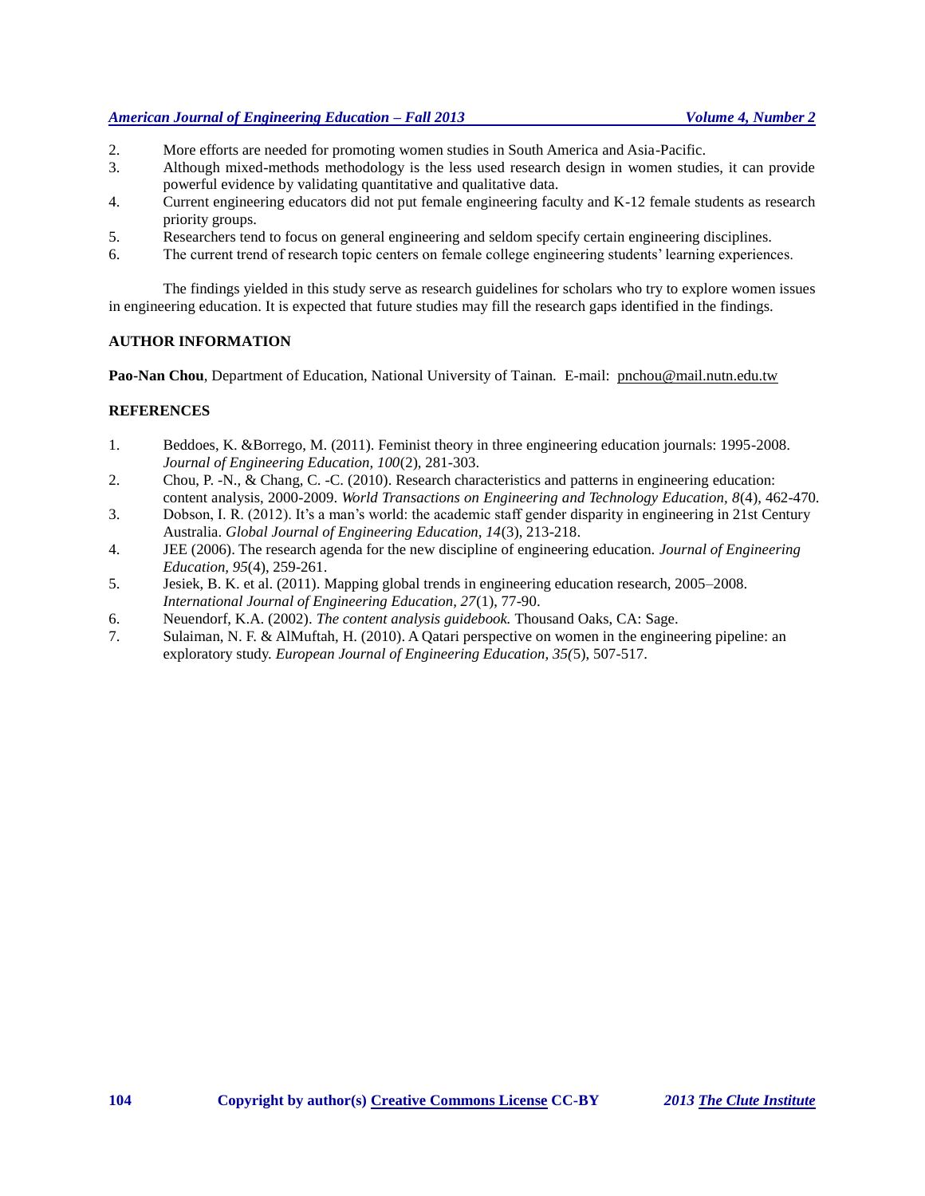2. More efforts are needed for promoting women studies in South America and Asia-Pacific.
3. Although mixed-methods methodology is the less used research design in women studies, it can provide powerful evidence by validating quantitative and qualitative data.
4. Current engineering educators did not put female engineering faculty and K-12 female students as research priority groups.
5. Researchers tend to focus on general engineering and seldom specify certain engineering disciplines.
6. The current trend of research topic centers on female college engineering students' learning experiences.

The findings yielded in this study serve as research guidelines for scholars who try to explore women issues in engineering education. It is expected that future studies may fill the research gaps identified in the findings.

## AUTHOR INFORMATION

**Pao-Nan Chou**, Department of Education, National University of Tainan. E-mail: pnchou@mail.nutn.edu.tw

## REFERENCES

1. Beddoes, K. &Borrego, M. (2011). Feminist theory in three engineering education journals: 1995-2008. *Journal of Engineering Education, 100*(2), 281-303.
2. Chou, P. -N., & Chang, C. -C. (2010). Research characteristics and patterns in engineering education: content analysis, 2000-2009. *World Transactions on Engineering and Technology Education, 8*(4), 462-470.
3. Dobson, I. R. (2012). It's a man's world: the academic staff gender disparity in engineering in 21st Century Australia. *Global Journal of Engineering Education, 14*(3), 213-218.
4. JEE (2006). The research agenda for the new discipline of engineering education. *Journal of Engineering Education, 95*(4), 259-261.
5. Jesiek, B. K. et al. (2011). Mapping global trends in engineering education research, 2005–2008. *International Journal of Engineering Education, 27*(1), 77-90.
6. Neuendorf, K.A. (2002). *The content analysis guidebook.* Thousand Oaks, CA: Sage.
7. Sulaiman, N. F. & AlMuftah, H. (2010). A Qatari perspective on women in the engineering pipeline: an exploratory study. *European Journal of Engineering Education, 35(*5), 507-517.